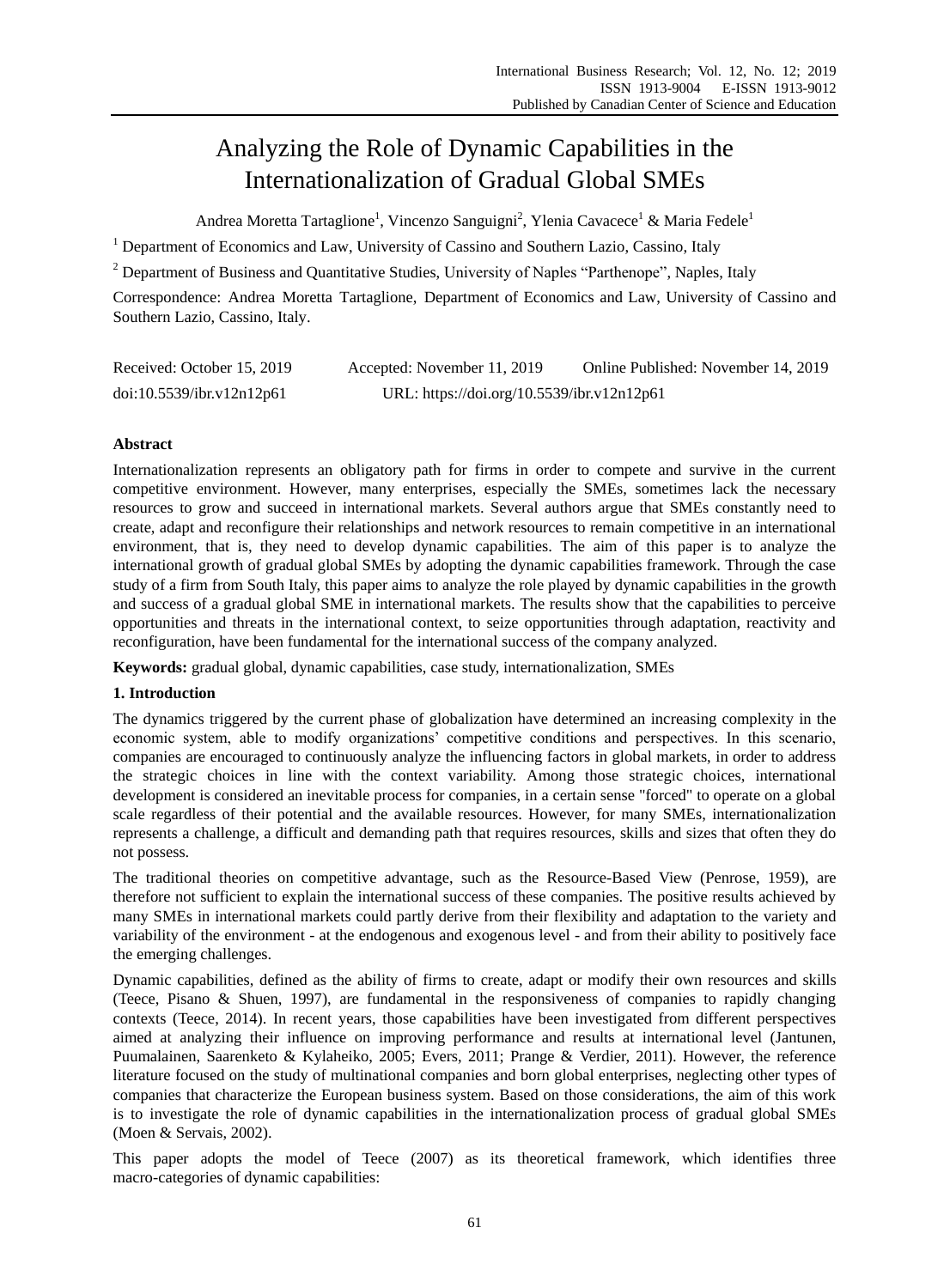# Analyzing the Role of Dynamic Capabilities in the Internationalization of Gradual Global SMEs

Andrea Moretta Tartaglione[1], Vincenzo Sanguigni[2], Ylenia Cavacece[1] & Maria Fedele[1]

[1] Department of Economics and Law, University of Cassino and Southern Lazio, Cassino, Italy

[2] Department of Business and Quantitative Studies, University of Naples "Parthenope", Naples, Italy

Correspondence: Andrea Moretta Tartaglione, Department of Economics and Law, University of Cassino and Southern Lazio, Cassino, Italy.

Received: October 15, 2019 Accepted: November 11, 2019 Online Published: November 14, 2019

doi:10.5539/ibr.v12n12p61 URL: https://doi.org/10.5539/ibr.v12n12p61

**Abstract**

Internationalization represents an obligatory path for firms in order to compete and survive in the current competitive environment. However, many enterprises, especially the SMEs, sometimes lack the necessary resources to grow and succeed in international markets. Several authors argue that SMEs constantly need to create, adapt and reconfigure their relationships and network resources to remain competitive in an international environment, that is, they need to develop dynamic capabilities. The aim of this paper is to analyze the international growth of gradual global SMEs by adopting the dynamic capabilities framework. Through the case study of a firm from South Italy, this paper aims to analyze the role played by dynamic capabilities in the growth and success of a gradual global SME in international markets. The results show that the capabilities to perceive opportunities and threats in the international context, to seize opportunities through adaptation, reactivity and reconfiguration, have been fundamental for the international success of the company analyzed.

**Keywords:** gradual global, dynamic capabilities, case study, internationalization, SMEs

## 1. Introduction

The dynamics triggered by the current phase of globalization have determined an increasing complexity in the economic system, able to modify organizations' competitive conditions and perspectives. In this scenario, companies are encouraged to continuously analyze the influencing factors in global markets, in order to address the strategic choices in line with the context variability. Among those strategic choices, international development is considered an inevitable process for companies, in a certain sense "forced" to operate on a global scale regardless of their potential and the available resources. However, for many SMEs, internationalization represents a challenge, a difficult and demanding path that requires resources, skills and sizes that often they do not possess.

The traditional theories on competitive advantage, such as the Resource-Based View (Penrose, 1959), are therefore not sufficient to explain the international success of these companies. The positive results achieved by many SMEs in international markets could partly derive from their flexibility and adaptation to the variety and variability of the environment - at the endogenous and exogenous level - and from their ability to positively face the emerging challenges.

Dynamic capabilities, defined as the ability of firms to create, adapt or modify their own resources and skills (Teece, Pisano & Shuen, 1997), are fundamental in the responsiveness of companies to rapidly changing contexts (Teece, 2014). In recent years, those capabilities have been investigated from different perspectives aimed at analyzing their influence on improving performance and results at international level (Jantunen, Puumalainen, Saarenketo & Kylaheiko, 2005; Evers, 2011; Prange & Verdier, 2011). However, the reference literature focused on the study of multinational companies and born global enterprises, neglecting other types of companies that characterize the European business system. Based on those considerations, the aim of this work is to investigate the role of dynamic capabilities in the internationalization process of gradual global SMEs (Moen & Servais, 2002).

This paper adopts the model of Teece (2007) as its theoretical framework, which identifies three macro-categories of dynamic capabilities: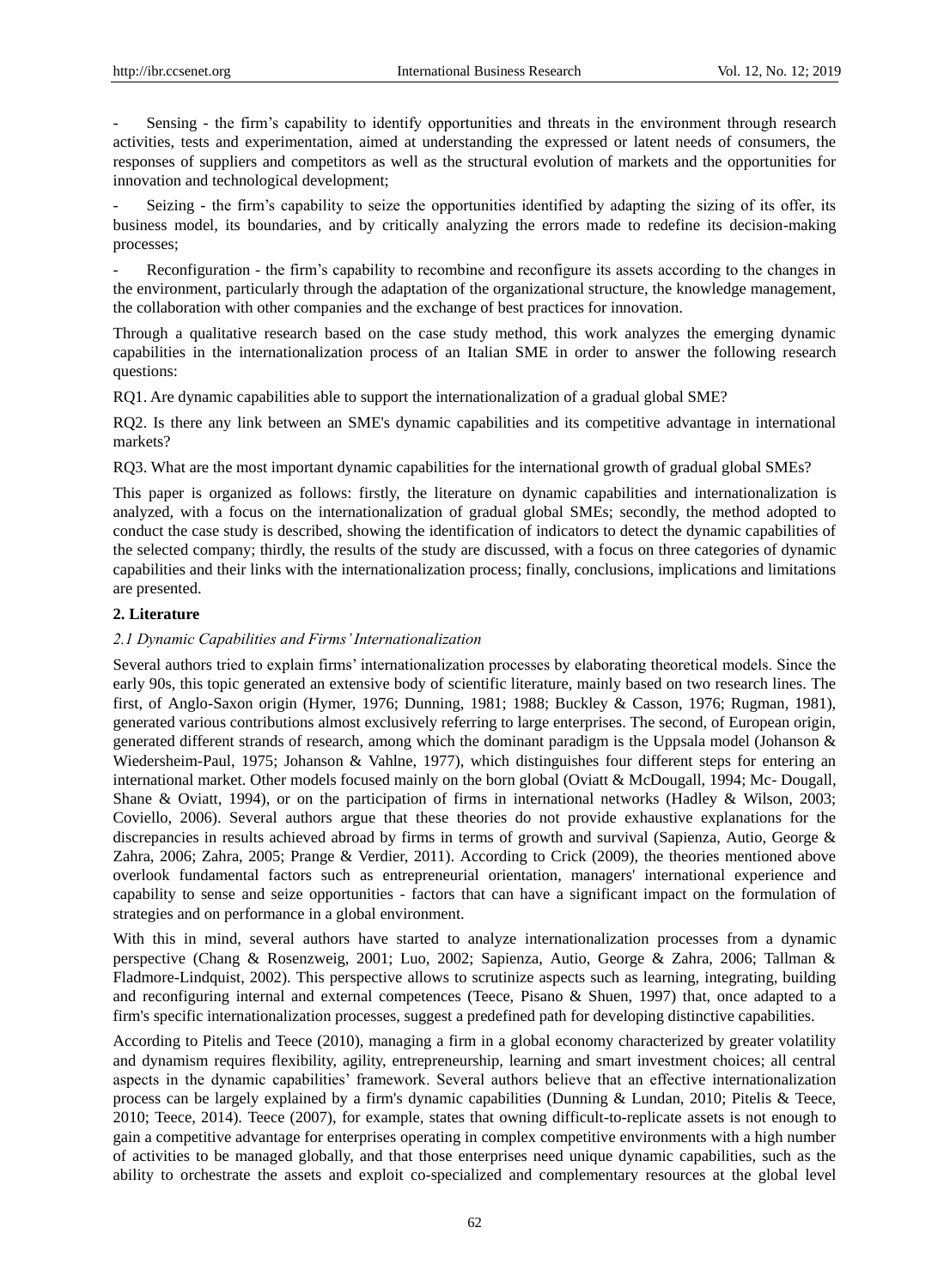- Sensing - the firm's capability to identify opportunities and threats in the environment through research activities, tests and experimentation, aimed at understanding the expressed or latent needs of consumers, the responses of suppliers and competitors as well as the structural evolution of markets and the opportunities for innovation and technological development;

- Seizing - the firm's capability to seize the opportunities identified by adapting the sizing of its offer, its business model, its boundaries, and by critically analyzing the errors made to redefine its decision-making processes;

- Reconfiguration - the firm's capability to recombine and reconfigure its assets according to the changes in the environment, particularly through the adaptation of the organizational structure, the knowledge management, the collaboration with other companies and the exchange of best practices for innovation.

Through a qualitative research based on the case study method, this work analyzes the emerging dynamic capabilities in the internationalization process of an Italian SME in order to answer the following research questions:

RQ1. Are dynamic capabilities able to support the internationalization of a gradual global SME?

RQ2. Is there any link between an SME's dynamic capabilities and its competitive advantage in international markets?

RQ3. What are the most important dynamic capabilities for the international growth of gradual global SMEs?

This paper is organized as follows: firstly, the literature on dynamic capabilities and internationalization is analyzed, with a focus on the internationalization of gradual global SMEs; secondly, the method adopted to conduct the case study is described, showing the identification of indicators to detect the dynamic capabilities of the selected company; thirdly, the results of the study are discussed, with a focus on three categories of dynamic capabilities and their links with the internationalization process; finally, conclusions, implications and limitations are presented.

## 2. Literature

### *2.1 Dynamic Capabilities and Firms' Internationalization*

Several authors tried to explain firms' internationalization processes by elaborating theoretical models. Since the early 90s, this topic generated an extensive body of scientific literature, mainly based on two research lines. The first, of Anglo-Saxon origin (Hymer, 1976; Dunning, 1981; 1988; Buckley & Casson, 1976; Rugman, 1981), generated various contributions almost exclusively referring to large enterprises. The second, of European origin, generated different strands of research, among which the dominant paradigm is the Uppsala model (Johanson & Wiedersheim-Paul, 1975; Johanson & Vahlne, 1977), which distinguishes four different steps for entering an international market. Other models focused mainly on the born global (Oviatt & McDougall, 1994; Mc- Dougall, Shane & Oviatt, 1994), or on the participation of firms in international networks (Hadley & Wilson, 2003; Coviello, 2006). Several authors argue that these theories do not provide exhaustive explanations for the discrepancies in results achieved abroad by firms in terms of growth and survival (Sapienza, Autio, George & Zahra, 2006; Zahra, 2005; Prange & Verdier, 2011). According to Crick (2009), the theories mentioned above overlook fundamental factors such as entrepreneurial orientation, managers' international experience and capability to sense and seize opportunities - factors that can have a significant impact on the formulation of strategies and on performance in a global environment.

With this in mind, several authors have started to analyze internationalization processes from a dynamic perspective (Chang & Rosenzweig, 2001; Luo, 2002; Sapienza, Autio, George & Zahra, 2006; Tallman & Fladmore-Lindquist, 2002). This perspective allows to scrutinize aspects such as learning, integrating, building and reconfiguring internal and external competences (Teece, Pisano & Shuen, 1997) that, once adapted to a firm's specific internationalization processes, suggest a predefined path for developing distinctive capabilities.

According to Pitelis and Teece (2010), managing a firm in a global economy characterized by greater volatility and dynamism requires flexibility, agility, entrepreneurship, learning and smart investment choices; all central aspects in the dynamic capabilities' framework. Several authors believe that an effective internationalization process can be largely explained by a firm's dynamic capabilities (Dunning & Lundan, 2010; Pitelis & Teece, 2010; Teece, 2014). Teece (2007), for example, states that owning difficult-to-replicate assets is not enough to gain a competitive advantage for enterprises operating in complex competitive environments with a high number of activities to be managed globally, and that those enterprises need unique dynamic capabilities, such as the ability to orchestrate the assets and exploit co-specialized and complementary resources at the global level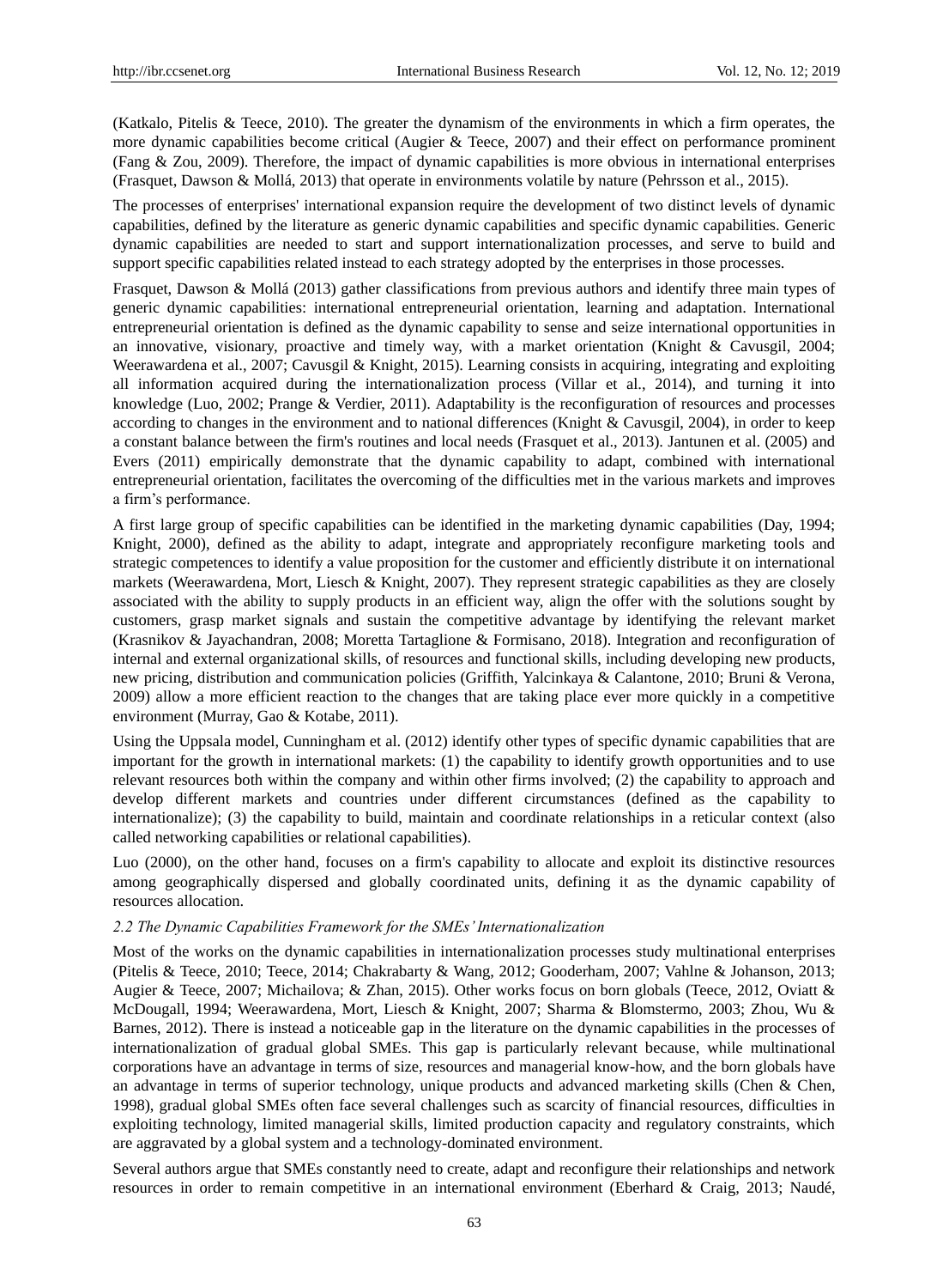(Katkalo, Pitelis & Teece, 2010). The greater the dynamism of the environments in which a firm operates, the more dynamic capabilities become critical (Augier & Teece, 2007) and their effect on performance prominent (Fang & Zou, 2009). Therefore, the impact of dynamic capabilities is more obvious in international enterprises (Frasquet, Dawson & Mollá, 2013) that operate in environments volatile by nature (Pehrsson et al., 2015).

The processes of enterprises' international expansion require the development of two distinct levels of dynamic capabilities, defined by the literature as generic dynamic capabilities and specific dynamic capabilities. Generic dynamic capabilities are needed to start and support internationalization processes, and serve to build and support specific capabilities related instead to each strategy adopted by the enterprises in those processes.

Frasquet, Dawson & Mollá (2013) gather classifications from previous authors and identify three main types of generic dynamic capabilities: international entrepreneurial orientation, learning and adaptation. International entrepreneurial orientation is defined as the dynamic capability to sense and seize international opportunities in an innovative, visionary, proactive and timely way, with a market orientation (Knight & Cavusgil, 2004; Weerawardena et al., 2007; Cavusgil & Knight, 2015). Learning consists in acquiring, integrating and exploiting all information acquired during the internationalization process (Villar et al., 2014), and turning it into knowledge (Luo, 2002; Prange & Verdier, 2011). Adaptability is the reconfiguration of resources and processes according to changes in the environment and to national differences (Knight & Cavusgil, 2004), in order to keep a constant balance between the firm's routines and local needs (Frasquet et al., 2013). Jantunen et al. (2005) and Evers (2011) empirically demonstrate that the dynamic capability to adapt, combined with international entrepreneurial orientation, facilitates the overcoming of the difficulties met in the various markets and improves a firm's performance.

A first large group of specific capabilities can be identified in the marketing dynamic capabilities (Day, 1994; Knight, 2000), defined as the ability to adapt, integrate and appropriately reconfigure marketing tools and strategic competences to identify a value proposition for the customer and efficiently distribute it on international markets (Weerawardena, Mort, Liesch & Knight, 2007). They represent strategic capabilities as they are closely associated with the ability to supply products in an efficient way, align the offer with the solutions sought by customers, grasp market signals and sustain the competitive advantage by identifying the relevant market (Krasnikov & Jayachandran, 2008; Moretta Tartaglione & Formisano, 2018). Integration and reconfiguration of internal and external organizational skills, of resources and functional skills, including developing new products, new pricing, distribution and communication policies (Griffith, Yalcinkaya & Calantone, 2010; Bruni & Verona, 2009) allow a more efficient reaction to the changes that are taking place ever more quickly in a competitive environment (Murray, Gao & Kotabe, 2011).

Using the Uppsala model, Cunningham et al. (2012) identify other types of specific dynamic capabilities that are important for the growth in international markets: (1) the capability to identify growth opportunities and to use relevant resources both within the company and within other firms involved; (2) the capability to approach and develop different markets and countries under different circumstances (defined as the capability to internationalize); (3) the capability to build, maintain and coordinate relationships in a reticular context (also called networking capabilities or relational capabilities).

Luo (2000), on the other hand, focuses on a firm's capability to allocate and exploit its distinctive resources among geographically dispersed and globally coordinated units, defining it as the dynamic capability of resources allocation.

### *2.2 The Dynamic Capabilities Framework for the SMEs' Internationalization*

Most of the works on the dynamic capabilities in internationalization processes study multinational enterprises (Pitelis & Teece, 2010; Teece, 2014; Chakrabarty & Wang, 2012; Gooderham, 2007; Vahlne & Johanson, 2013; Augier & Teece, 2007; Michailova; & Zhan, 2015). Other works focus on born globals (Teece, 2012, Oviatt & McDougall, 1994; Weerawardena, Mort, Liesch & Knight, 2007; Sharma & Blomstermo, 2003; Zhou, Wu & Barnes, 2012). There is instead a noticeable gap in the literature on the dynamic capabilities in the processes of internationalization of gradual global SMEs. This gap is particularly relevant because, while multinational corporations have an advantage in terms of size, resources and managerial know-how, and the born globals have an advantage in terms of superior technology, unique products and advanced marketing skills (Chen & Chen, 1998), gradual global SMEs often face several challenges such as scarcity of financial resources, difficulties in exploiting technology, limited managerial skills, limited production capacity and regulatory constraints, which are aggravated by a global system and a technology-dominated environment.

Several authors argue that SMEs constantly need to create, adapt and reconfigure their relationships and network resources in order to remain competitive in an international environment (Eberhard & Craig, 2013; Naudé,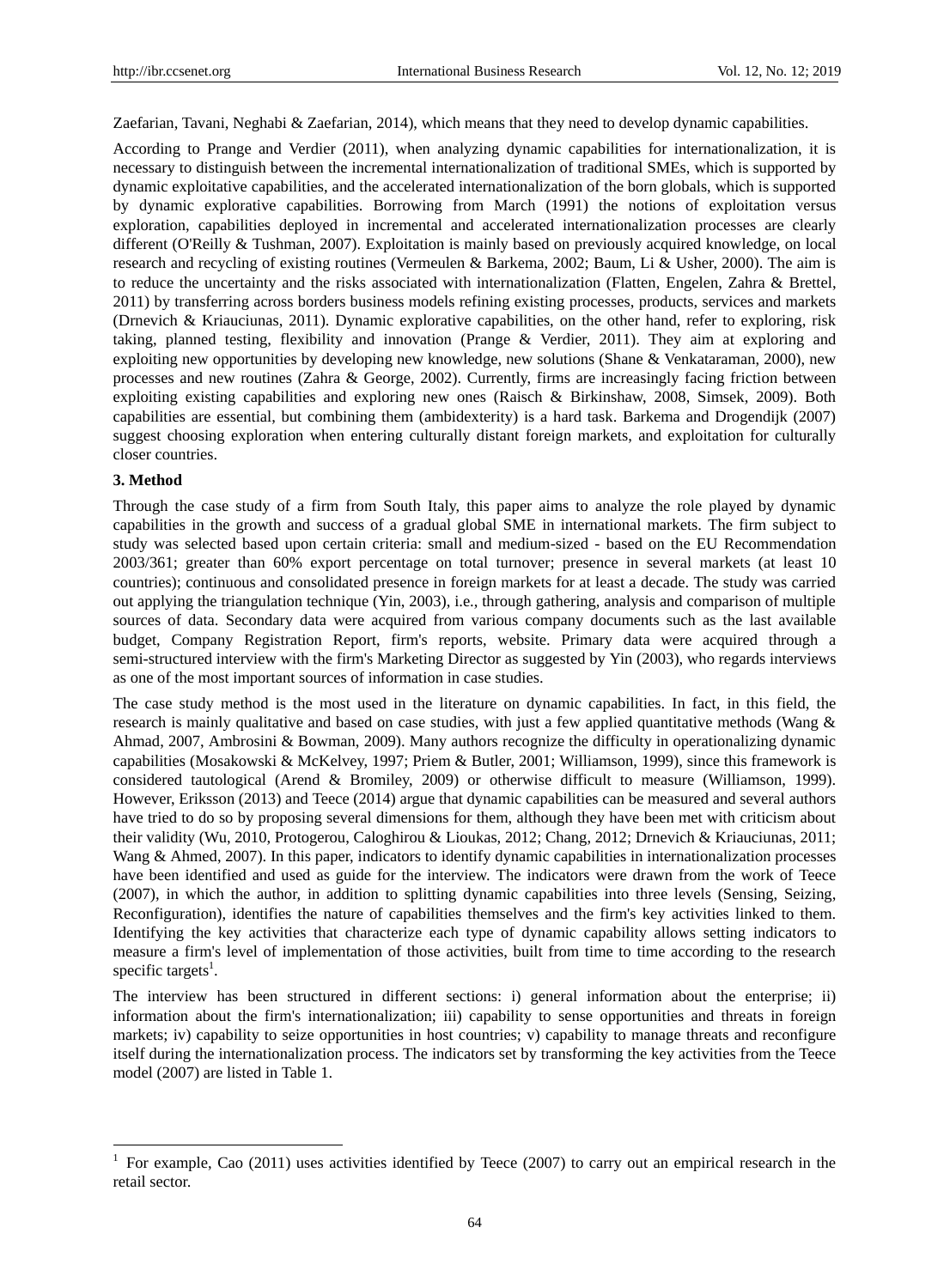Zaefarian, Tavani, Neghabi & Zaefarian, 2014), which means that they need to develop dynamic capabilities.

According to Prange and Verdier (2011), when analyzing dynamic capabilities for internationalization, it is necessary to distinguish between the incremental internationalization of traditional SMEs, which is supported by dynamic exploitative capabilities, and the accelerated internationalization of the born globals, which is supported by dynamic explorative capabilities. Borrowing from March (1991) the notions of exploitation versus exploration, capabilities deployed in incremental and accelerated internationalization processes are clearly different (O'Reilly & Tushman, 2007). Exploitation is mainly based on previously acquired knowledge, on local research and recycling of existing routines (Vermeulen & Barkema, 2002; Baum, Li & Usher, 2000). The aim is to reduce the uncertainty and the risks associated with internationalization (Flatten, Engelen, Zahra & Brettel, 2011) by transferring across borders business models refining existing processes, products, services and markets (Drnevich & Kriauciunas, 2011). Dynamic explorative capabilities, on the other hand, refer to exploring, risk taking, planned testing, flexibility and innovation (Prange & Verdier, 2011). They aim at exploring and exploiting new opportunities by developing new knowledge, new solutions (Shane & Venkataraman, 2000), new processes and new routines (Zahra & George, 2002). Currently, firms are increasingly facing friction between exploiting existing capabilities and exploring new ones (Raisch & Birkinshaw, 2008, Simsek, 2009). Both capabilities are essential, but combining them (ambidexterity) is a hard task. Barkema and Drogendijk (2007) suggest choosing exploration when entering culturally distant foreign markets, and exploitation for culturally closer countries.

## 3. Method

Through the case study of a firm from South Italy, this paper aims to analyze the role played by dynamic capabilities in the growth and success of a gradual global SME in international markets. The firm subject to study was selected based upon certain criteria: small and medium-sized - based on the EU Recommendation 2003/361; greater than 60% export percentage on total turnover; presence in several markets (at least 10 countries); continuous and consolidated presence in foreign markets for at least a decade. The study was carried out applying the triangulation technique (Yin, 2003), i.e., through gathering, analysis and comparison of multiple sources of data. Secondary data were acquired from various company documents such as the last available budget, Company Registration Report, firm's reports, website. Primary data were acquired through a semi-structured interview with the firm's Marketing Director as suggested by Yin (2003), who regards interviews as one of the most important sources of information in case studies.

The case study method is the most used in the literature on dynamic capabilities. In fact, in this field, the research is mainly qualitative and based on case studies, with just a few applied quantitative methods (Wang & Ahmad, 2007, Ambrosini & Bowman, 2009). Many authors recognize the difficulty in operationalizing dynamic capabilities (Mosakowski & McKelvey, 1997; Priem & Butler, 2001; Williamson, 1999), since this framework is considered tautological (Arend & Bromiley, 2009) or otherwise difficult to measure (Williamson, 1999). However, Eriksson (2013) and Teece (2014) argue that dynamic capabilities can be measured and several authors have tried to do so by proposing several dimensions for them, although they have been met with criticism about their validity (Wu, 2010, Protogerou, Caloghirou & Lioukas, 2012; Chang, 2012; Drnevich & Kriauciunas, 2011; Wang & Ahmed, 2007). In this paper, indicators to identify dynamic capabilities in internationalization processes have been identified and used as guide for the interview. The indicators were drawn from the work of Teece (2007), in which the author, in addition to splitting dynamic capabilities into three levels (Sensing, Seizing, Reconfiguration), identifies the nature of capabilities themselves and the firm's key activities linked to them. Identifying the key activities that characterize each type of dynamic capability allows setting indicators to measure a firm's level of implementation of those activities, built from time to time according to the research specific targets[1].

The interview has been structured in different sections: i) general information about the enterprise; ii) information about the firm's internationalization; iii) capability to sense opportunities and threats in foreign markets; iv) capability to seize opportunities in host countries; v) capability to manage threats and reconfigure itself during the internationalization process. The indicators set by transforming the key activities from the Teece model (2007) are listed in Table 1.

---

[1] For example, Cao (2011) uses activities identified by Teece (2007) to carry out an empirical research in the retail sector.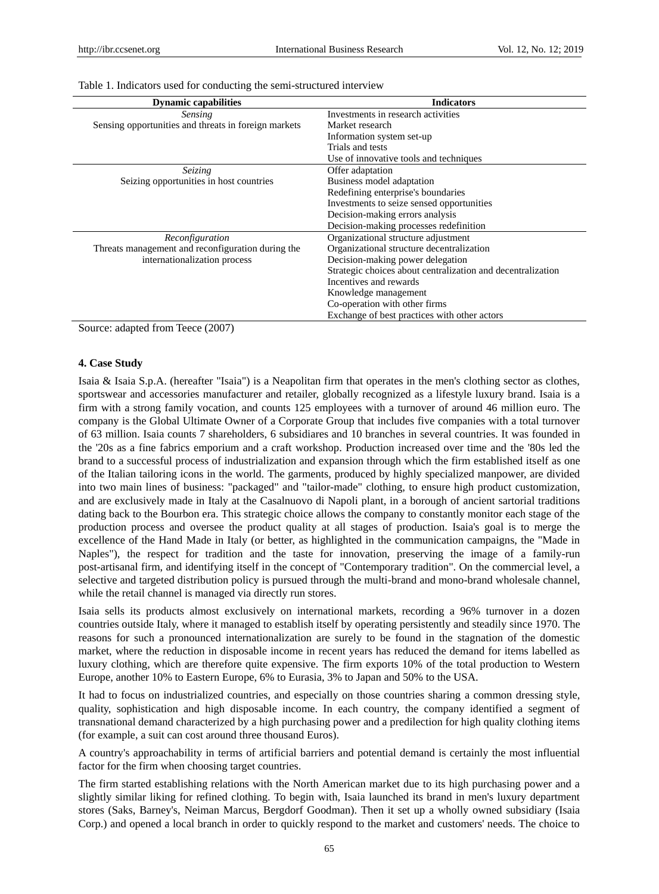Table 1. Indicators used for conducting the semi-structured interview

| Dynamic capabilities | Indicators |
|---|---|
| *Sensing*<br>Sensing opportunities and threats in foreign markets | Investments in research activities<br>Market research<br>Information system set-up<br>Trials and tests<br>Use of innovative tools and techniques |
| *Seizing*<br>Seizing opportunities in host countries | Offer adaptation<br>Business model adaptation<br>Redefining enterprise's boundaries<br>Investments to seize sensed opportunities<br>Decision-making errors analysis<br>Decision-making processes redefinition |
| *Reconfiguration*<br>Threats management and reconfiguration during the internationalization process | Organizational structure adjustment<br>Organizational structure decentralization<br>Decision-making power delegation<br>Strategic choices about centralization and decentralization<br>Incentives and rewards<br>Knowledge management<br>Co-operation with other firms<br>Exchange of best practices with other actors |

Source: adapted from Teece (2007)

## 4. Case Study

Isaia & Isaia S.p.A. (hereafter "Isaia") is a Neapolitan firm that operates in the men's clothing sector as clothes, sportswear and accessories manufacturer and retailer, globally recognized as a lifestyle luxury brand. Isaia is a firm with a strong family vocation, and counts 125 employees with a turnover of around 46 million euro. The company is the Global Ultimate Owner of a Corporate Group that includes five companies with a total turnover of 63 million. Isaia counts 7 shareholders, 6 subsidiares and 10 branches in several countries. It was founded in the '20s as a fine fabrics emporium and a craft workshop. Production increased over time and the '80s led the brand to a successful process of industrialization and expansion through which the firm established itself as one of the Italian tailoring icons in the world. The garments, produced by highly specialized manpower, are divided into two main lines of business: "packaged" and "tailor-made" clothing, to ensure high product customization, and are exclusively made in Italy at the Casalnuovo di Napoli plant, in a borough of ancient sartorial traditions dating back to the Bourbon era. This strategic choice allows the company to constantly monitor each stage of the production process and oversee the product quality at all stages of production. Isaia's goal is to merge the excellence of the Hand Made in Italy (or better, as highlighted in the communication campaigns, the "Made in Naples"), the respect for tradition and the taste for innovation, preserving the image of a family-run post-artisanal firm, and identifying itself in the concept of "Contemporary tradition". On the commercial level, a selective and targeted distribution policy is pursued through the multi-brand and mono-brand wholesale channel, while the retail channel is managed via directly run stores.

Isaia sells its products almost exclusively on international markets, recording a 96% turnover in a dozen countries outside Italy, where it managed to establish itself by operating persistently and steadily since 1970. The reasons for such a pronounced internationalization are surely to be found in the stagnation of the domestic market, where the reduction in disposable income in recent years has reduced the demand for items labelled as luxury clothing, which are therefore quite expensive. The firm exports 10% of the total production to Western Europe, another 10% to Eastern Europe, 6% to Eurasia, 3% to Japan and 50% to the USA.

It had to focus on industrialized countries, and especially on those countries sharing a common dressing style, quality, sophistication and high disposable income. In each country, the company identified a segment of transnational demand characterized by a high purchasing power and a predilection for high quality clothing items (for example, a suit can cost around three thousand Euros).

A country's approachability in terms of artificial barriers and potential demand is certainly the most influential factor for the firm when choosing target countries.

The firm started establishing relations with the North American market due to its high purchasing power and a slightly similar liking for refined clothing. To begin with, Isaia launched its brand in men's luxury department stores (Saks, Barney's, Neiman Marcus, Bergdorf Goodman). Then it set up a wholly owned subsidiary (Isaia Corp.) and opened a local branch in order to quickly respond to the market and customers' needs. The choice to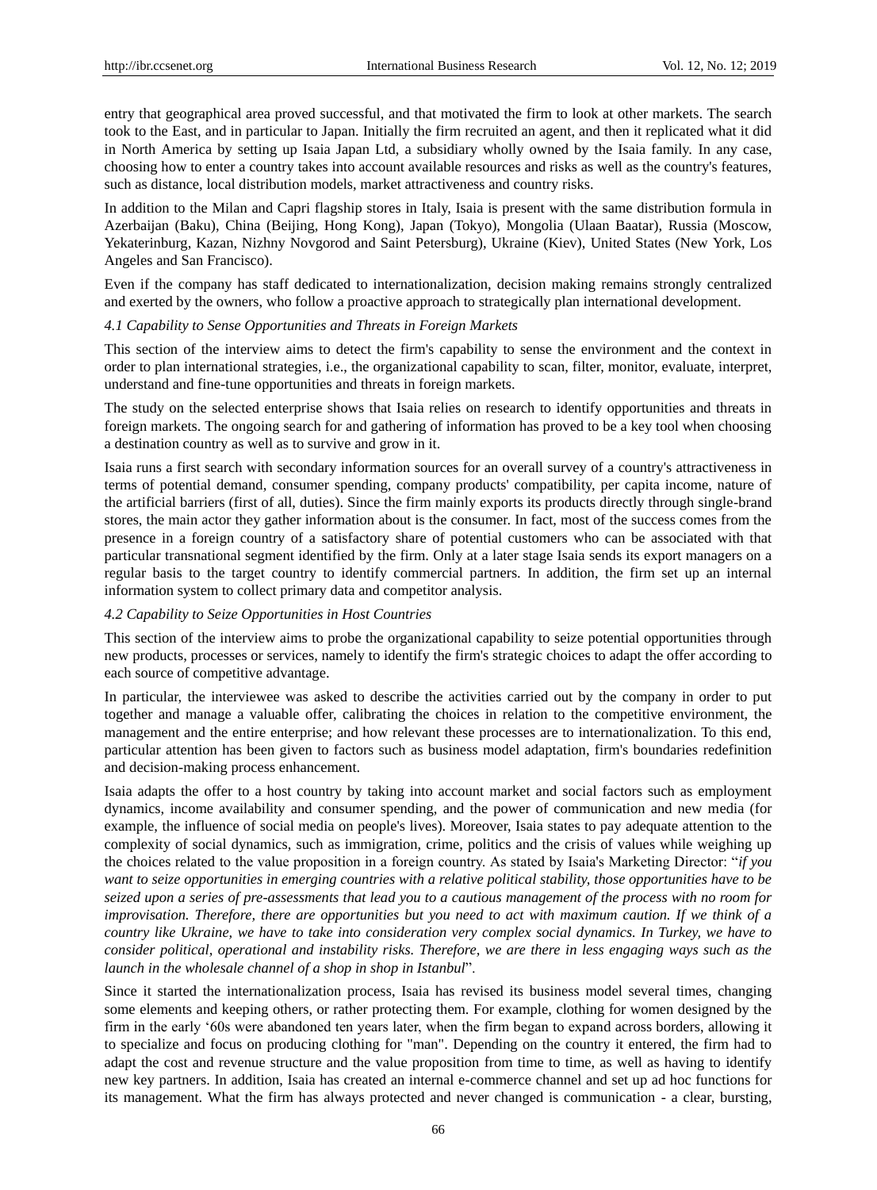entry that geographical area proved successful, and that motivated the firm to look at other markets. The search took to the East, and in particular to Japan. Initially the firm recruited an agent, and then it replicated what it did in North America by setting up Isaia Japan Ltd, a subsidiary wholly owned by the Isaia family. In any case, choosing how to enter a country takes into account available resources and risks as well as the country's features, such as distance, local distribution models, market attractiveness and country risks.

In addition to the Milan and Capri flagship stores in Italy, Isaia is present with the same distribution formula in Azerbaijan (Baku), China (Beijing, Hong Kong), Japan (Tokyo), Mongolia (Ulaan Baatar), Russia (Moscow, Yekaterinburg, Kazan, Nizhny Novgorod and Saint Petersburg), Ukraine (Kiev), United States (New York, Los Angeles and San Francisco).

Even if the company has staff dedicated to internationalization, decision making remains strongly centralized and exerted by the owners, who follow a proactive approach to strategically plan international development.

### *4.1 Capability to Sense Opportunities and Threats in Foreign Markets*

This section of the interview aims to detect the firm's capability to sense the environment and the context in order to plan international strategies, i.e., the organizational capability to scan, filter, monitor, evaluate, interpret, understand and fine-tune opportunities and threats in foreign markets.

The study on the selected enterprise shows that Isaia relies on research to identify opportunities and threats in foreign markets. The ongoing search for and gathering of information has proved to be a key tool when choosing a destination country as well as to survive and grow in it.

Isaia runs a first search with secondary information sources for an overall survey of a country's attractiveness in terms of potential demand, consumer spending, company products' compatibility, per capita income, nature of the artificial barriers (first of all, duties). Since the firm mainly exports its products directly through single-brand stores, the main actor they gather information about is the consumer. In fact, most of the success comes from the presence in a foreign country of a satisfactory share of potential customers who can be associated with that particular transnational segment identified by the firm. Only at a later stage Isaia sends its export managers on a regular basis to the target country to identify commercial partners. In addition, the firm set up an internal information system to collect primary data and competitor analysis.

### *4.2 Capability to Seize Opportunities in Host Countries*

This section of the interview aims to probe the organizational capability to seize potential opportunities through new products, processes or services, namely to identify the firm's strategic choices to adapt the offer according to each source of competitive advantage.

In particular, the interviewee was asked to describe the activities carried out by the company in order to put together and manage a valuable offer, calibrating the choices in relation to the competitive environment, the management and the entire enterprise; and how relevant these processes are to internationalization. To this end, particular attention has been given to factors such as business model adaptation, firm's boundaries redefinition and decision-making process enhancement.

Isaia adapts the offer to a host country by taking into account market and social factors such as employment dynamics, income availability and consumer spending, and the power of communication and new media (for example, the influence of social media on people's lives). Moreover, Isaia states to pay adequate attention to the complexity of social dynamics, such as immigration, crime, politics and the crisis of values while weighing up the choices related to the value proposition in a foreign country. As stated by Isaia's Marketing Director: "*if you want to seize opportunities in emerging countries with a relative political stability, those opportunities have to be seized upon a series of pre-assessments that lead you to a cautious management of the process with no room for improvisation. Therefore, there are opportunities but you need to act with maximum caution. If we think of a country like Ukraine, we have to take into consideration very complex social dynamics. In Turkey, we have to consider political, operational and instability risks. Therefore, we are there in less engaging ways such as the launch in the wholesale channel of a shop in shop in Istanbul*".

Since it started the internationalization process, Isaia has revised its business model several times, changing some elements and keeping others, or rather protecting them. For example, clothing for women designed by the firm in the early '60s were abandoned ten years later, when the firm began to expand across borders, allowing it to specialize and focus on producing clothing for "man". Depending on the country it entered, the firm had to adapt the cost and revenue structure and the value proposition from time to time, as well as having to identify new key partners. In addition, Isaia has created an internal e-commerce channel and set up ad hoc functions for its management. What the firm has always protected and never changed is communication - a clear, bursting,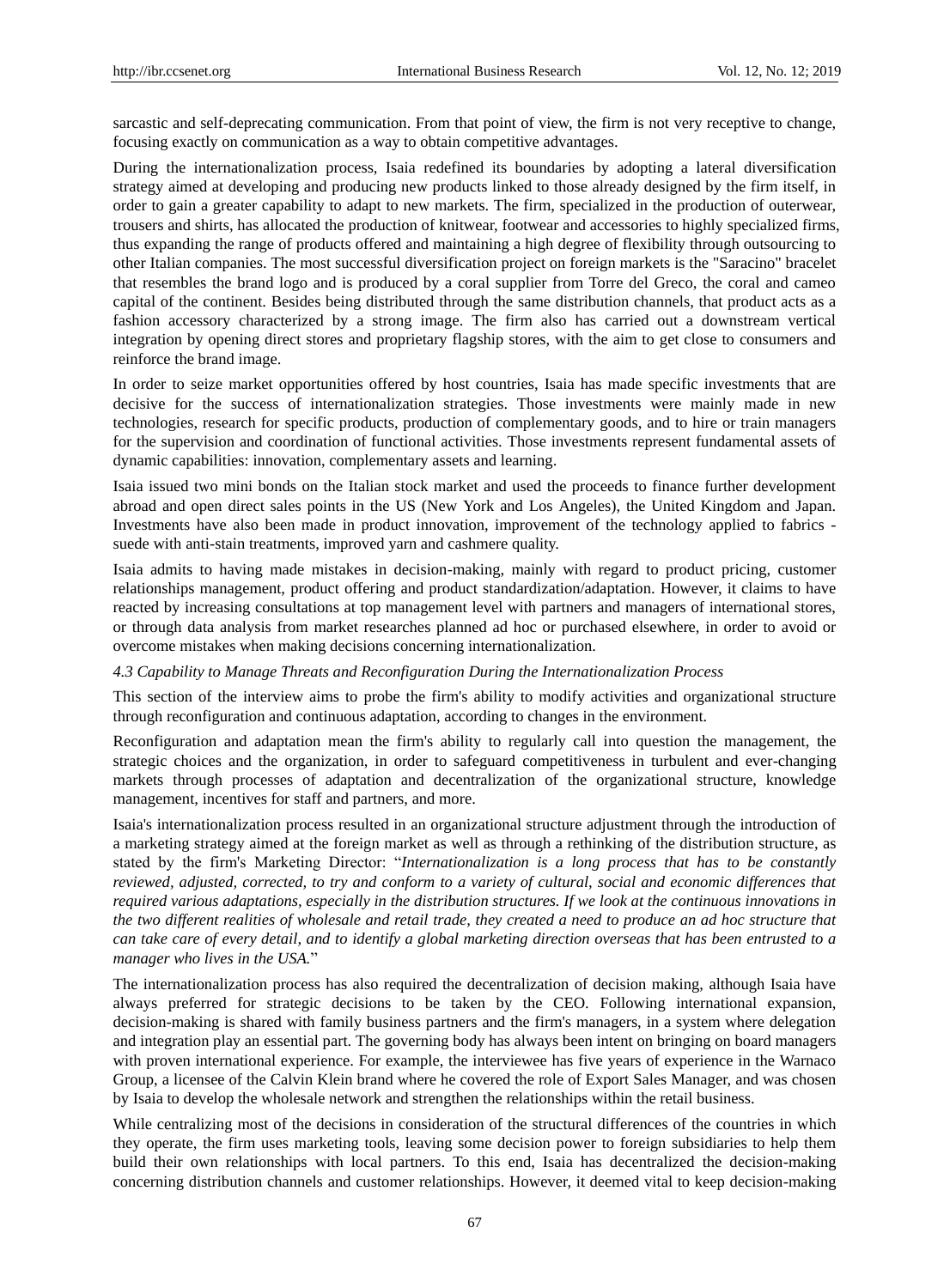sarcastic and self-deprecating communication. From that point of view, the firm is not very receptive to change, focusing exactly on communication as a way to obtain competitive advantages.

During the internationalization process, Isaia redefined its boundaries by adopting a lateral diversification strategy aimed at developing and producing new products linked to those already designed by the firm itself, in order to gain a greater capability to adapt to new markets. The firm, specialized in the production of outerwear, trousers and shirts, has allocated the production of knitwear, footwear and accessories to highly specialized firms, thus expanding the range of products offered and maintaining a high degree of flexibility through outsourcing to other Italian companies. The most successful diversification project on foreign markets is the "Saracino" bracelet that resembles the brand logo and is produced by a coral supplier from Torre del Greco, the coral and cameo capital of the continent. Besides being distributed through the same distribution channels, that product acts as a fashion accessory characterized by a strong image. The firm also has carried out a downstream vertical integration by opening direct stores and proprietary flagship stores, with the aim to get close to consumers and reinforce the brand image.

In order to seize market opportunities offered by host countries, Isaia has made specific investments that are decisive for the success of internationalization strategies. Those investments were mainly made in new technologies, research for specific products, production of complementary goods, and to hire or train managers for the supervision and coordination of functional activities. Those investments represent fundamental assets of dynamic capabilities: innovation, complementary assets and learning.

Isaia issued two mini bonds on the Italian stock market and used the proceeds to finance further development abroad and open direct sales points in the US (New York and Los Angeles), the United Kingdom and Japan. Investments have also been made in product innovation, improvement of the technology applied to fabrics - suede with anti-stain treatments, improved yarn and cashmere quality.

Isaia admits to having made mistakes in decision-making, mainly with regard to product pricing, customer relationships management, product offering and product standardization/adaptation. However, it claims to have reacted by increasing consultations at top management level with partners and managers of international stores, or through data analysis from market researches planned ad hoc or purchased elsewhere, in order to avoid or overcome mistakes when making decisions concerning internationalization.

### *4.3 Capability to Manage Threats and Reconfiguration During the Internationalization Process*

This section of the interview aims to probe the firm's ability to modify activities and organizational structure through reconfiguration and continuous adaptation, according to changes in the environment.

Reconfiguration and adaptation mean the firm's ability to regularly call into question the management, the strategic choices and the organization, in order to safeguard competitiveness in turbulent and ever-changing markets through processes of adaptation and decentralization of the organizational structure, knowledge management, incentives for staff and partners, and more.

Isaia's internationalization process resulted in an organizational structure adjustment through the introduction of a marketing strategy aimed at the foreign market as well as through a rethinking of the distribution structure, as stated by the firm's Marketing Director: "*Internationalization is a long process that has to be constantly reviewed, adjusted, corrected, to try and conform to a variety of cultural, social and economic differences that required various adaptations, especially in the distribution structures. If we look at the continuous innovations in the two different realities of wholesale and retail trade, they created a need to produce an ad hoc structure that can take care of every detail, and to identify a global marketing direction overseas that has been entrusted to a manager who lives in the USA.*"

The internationalization process has also required the decentralization of decision making, although Isaia have always preferred for strategic decisions to be taken by the CEO. Following international expansion, decision-making is shared with family business partners and the firm's managers, in a system where delegation and integration play an essential part. The governing body has always been intent on bringing on board managers with proven international experience. For example, the interviewee has five years of experience in the Warnaco Group, a licensee of the Calvin Klein brand where he covered the role of Export Sales Manager, and was chosen by Isaia to develop the wholesale network and strengthen the relationships within the retail business.

While centralizing most of the decisions in consideration of the structural differences of the countries in which they operate, the firm uses marketing tools, leaving some decision power to foreign subsidiaries to help them build their own relationships with local partners. To this end, Isaia has decentralized the decision-making concerning distribution channels and customer relationships. However, it deemed vital to keep decision-making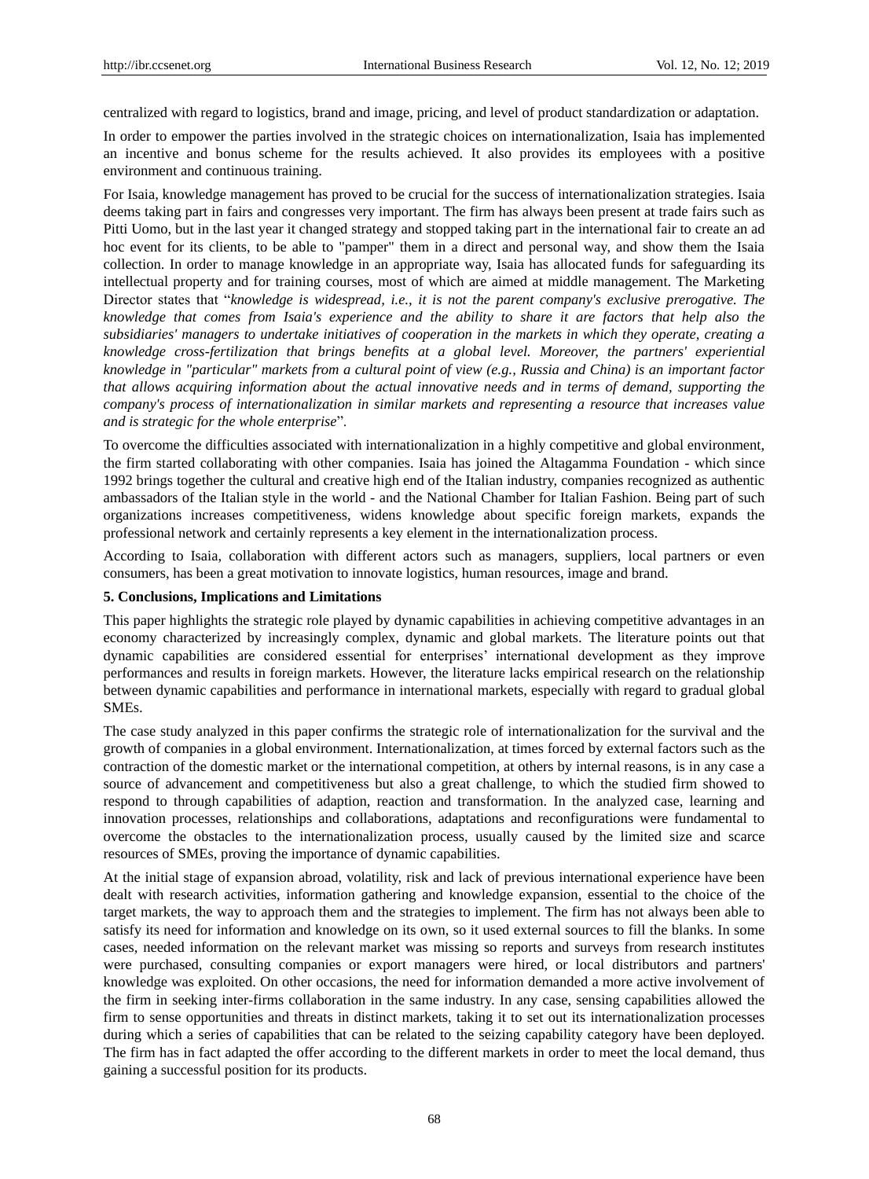centralized with regard to logistics, brand and image, pricing, and level of product standardization or adaptation.

In order to empower the parties involved in the strategic choices on internationalization, Isaia has implemented an incentive and bonus scheme for the results achieved. It also provides its employees with a positive environment and continuous training.

For Isaia, knowledge management has proved to be crucial for the success of internationalization strategies. Isaia deems taking part in fairs and congresses very important. The firm has always been present at trade fairs such as Pitti Uomo, but in the last year it changed strategy and stopped taking part in the international fair to create an ad hoc event for its clients, to be able to "pamper" them in a direct and personal way, and show them the Isaia collection. In order to manage knowledge in an appropriate way, Isaia has allocated funds for safeguarding its intellectual property and for training courses, most of which are aimed at middle management. The Marketing Director states that "*knowledge is widespread, i.e., it is not the parent company's exclusive prerogative. The knowledge that comes from Isaia's experience and the ability to share it are factors that help also the subsidiaries' managers to undertake initiatives of cooperation in the markets in which they operate, creating a knowledge cross-fertilization that brings benefits at a global level. Moreover, the partners' experiential knowledge in "particular" markets from a cultural point of view (e.g., Russia and China) is an important factor that allows acquiring information about the actual innovative needs and in terms of demand, supporting the company's process of internationalization in similar markets and representing a resource that increases value and is strategic for the whole enterprise*".

To overcome the difficulties associated with internationalization in a highly competitive and global environment, the firm started collaborating with other companies. Isaia has joined the Altagamma Foundation - which since 1992 brings together the cultural and creative high end of the Italian industry, companies recognized as authentic ambassadors of the Italian style in the world - and the National Chamber for Italian Fashion. Being part of such organizations increases competitiveness, widens knowledge about specific foreign markets, expands the professional network and certainly represents a key element in the internationalization process.

According to Isaia, collaboration with different actors such as managers, suppliers, local partners or even consumers, has been a great motivation to innovate logistics, human resources, image and brand.

## 5. Conclusions, Implications and Limitations

This paper highlights the strategic role played by dynamic capabilities in achieving competitive advantages in an economy characterized by increasingly complex, dynamic and global markets. The literature points out that dynamic capabilities are considered essential for enterprises' international development as they improve performances and results in foreign markets. However, the literature lacks empirical research on the relationship between dynamic capabilities and performance in international markets, especially with regard to gradual global SMEs.

The case study analyzed in this paper confirms the strategic role of internationalization for the survival and the growth of companies in a global environment. Internationalization, at times forced by external factors such as the contraction of the domestic market or the international competition, at others by internal reasons, is in any case a source of advancement and competitiveness but also a great challenge, to which the studied firm showed to respond to through capabilities of adaption, reaction and transformation. In the analyzed case, learning and innovation processes, relationships and collaborations, adaptations and reconfigurations were fundamental to overcome the obstacles to the internationalization process, usually caused by the limited size and scarce resources of SMEs, proving the importance of dynamic capabilities.

At the initial stage of expansion abroad, volatility, risk and lack of previous international experience have been dealt with research activities, information gathering and knowledge expansion, essential to the choice of the target markets, the way to approach them and the strategies to implement. The firm has not always been able to satisfy its need for information and knowledge on its own, so it used external sources to fill the blanks. In some cases, needed information on the relevant market was missing so reports and surveys from research institutes were purchased, consulting companies or export managers were hired, or local distributors and partners' knowledge was exploited. On other occasions, the need for information demanded a more active involvement of the firm in seeking inter-firms collaboration in the same industry. In any case, sensing capabilities allowed the firm to sense opportunities and threats in distinct markets, taking it to set out its internationalization processes during which a series of capabilities that can be related to the seizing capability category have been deployed. The firm has in fact adapted the offer according to the different markets in order to meet the local demand, thus gaining a successful position for its products.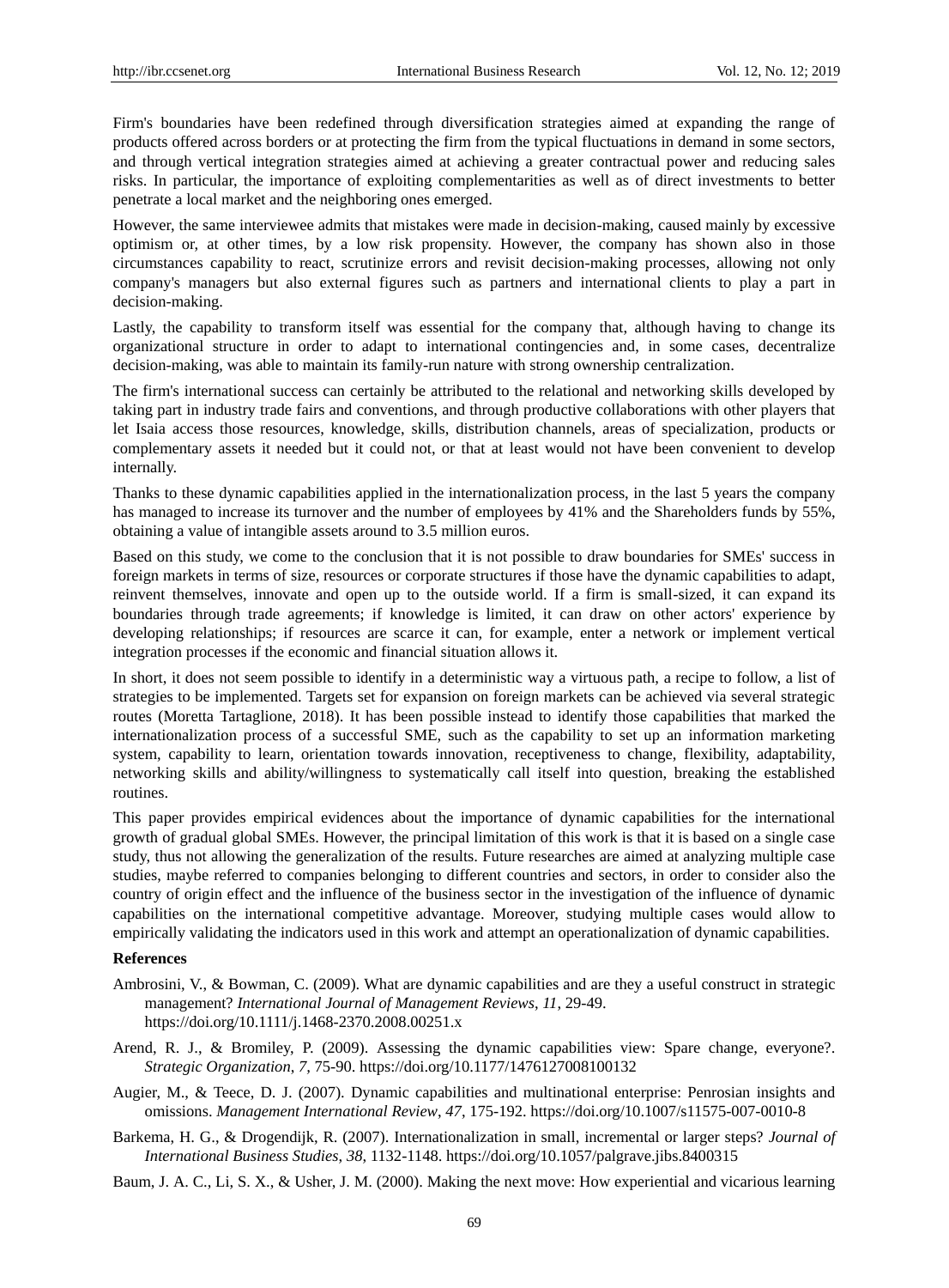Firm's boundaries have been redefined through diversification strategies aimed at expanding the range of products offered across borders or at protecting the firm from the typical fluctuations in demand in some sectors, and through vertical integration strategies aimed at achieving a greater contractual power and reducing sales risks. In particular, the importance of exploiting complementarities as well as of direct investments to better penetrate a local market and the neighboring ones emerged.

However, the same interviewee admits that mistakes were made in decision-making, caused mainly by excessive optimism or, at other times, by a low risk propensity. However, the company has shown also in those circumstances capability to react, scrutinize errors and revisit decision-making processes, allowing not only company's managers but also external figures such as partners and international clients to play a part in decision-making.

Lastly, the capability to transform itself was essential for the company that, although having to change its organizational structure in order to adapt to international contingencies and, in some cases, decentralize decision-making, was able to maintain its family-run nature with strong ownership centralization.

The firm's international success can certainly be attributed to the relational and networking skills developed by taking part in industry trade fairs and conventions, and through productive collaborations with other players that let Isaia access those resources, knowledge, skills, distribution channels, areas of specialization, products or complementary assets it needed but it could not, or that at least would not have been convenient to develop internally.

Thanks to these dynamic capabilities applied in the internationalization process, in the last 5 years the company has managed to increase its turnover and the number of employees by 41% and the Shareholders funds by 55%, obtaining a value of intangible assets around to 3.5 million euros.

Based on this study, we come to the conclusion that it is not possible to draw boundaries for SMEs' success in foreign markets in terms of size, resources or corporate structures if those have the dynamic capabilities to adapt, reinvent themselves, innovate and open up to the outside world. If a firm is small-sized, it can expand its boundaries through trade agreements; if knowledge is limited, it can draw on other actors' experience by developing relationships; if resources are scarce it can, for example, enter a network or implement vertical integration processes if the economic and financial situation allows it.

In short, it does not seem possible to identify in a deterministic way a virtuous path, a recipe to follow, a list of strategies to be implemented. Targets set for expansion on foreign markets can be achieved via several strategic routes (Moretta Tartaglione, 2018). It has been possible instead to identify those capabilities that marked the internationalization process of a successful SME, such as the capability to set up an information marketing system, capability to learn, orientation towards innovation, receptiveness to change, flexibility, adaptability, networking skills and ability/willingness to systematically call itself into question, breaking the established routines.

This paper provides empirical evidences about the importance of dynamic capabilities for the international growth of gradual global SMEs. However, the principal limitation of this work is that it is based on a single case study, thus not allowing the generalization of the results. Future researches are aimed at analyzing multiple case studies, maybe referred to companies belonging to different countries and sectors, in order to consider also the country of origin effect and the influence of the business sector in the investigation of the influence of dynamic capabilities on the international competitive advantage. Moreover, studying multiple cases would allow to empirically validating the indicators used in this work and attempt an operationalization of dynamic capabilities.

## References

Ambrosini, V., & Bowman, C. (2009). What are dynamic capabilities and are they a useful construct in strategic management? *International Journal of Management Reviews*, *11*, 29-49. https://doi.org/10.1111/j.1468-2370.2008.00251.x

Arend, R. J., & Bromiley, P. (2009). Assessing the dynamic capabilities view: Spare change, everyone?. *Strategic Organization*, *7,* 75-90. https://doi.org/10.1177/1476127008100132

Augier, M., & Teece, D. J. (2007). Dynamic capabilities and multinational enterprise: Penrosian insights and omissions. *Management International Review*, *47*, 175-192. https://doi.org/10.1007/s11575-007-0010-8

Barkema, H. G., & Drogendijk, R. (2007). Internationalization in small, incremental or larger steps? *Journal of International Business Studies*, *38*, 1132-1148. https://doi.org/10.1057/palgrave.jibs.8400315

Baum, J. A. C., Li, S. X., & Usher, J. M. (2000). Making the next move: How experiential and vicarious learning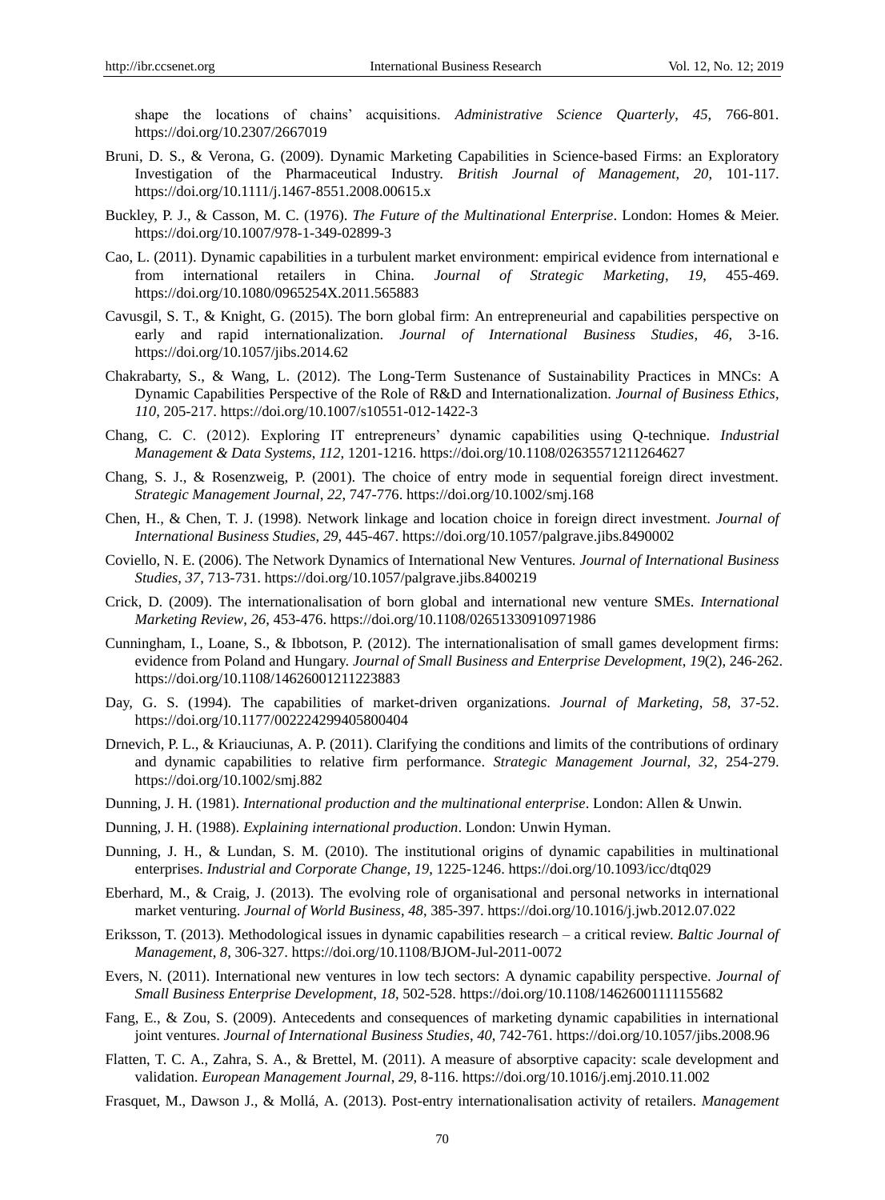shape the locations of chains' acquisitions. *Administrative Science Quarterly*, *45*, 766-801. https://doi.org/10.2307/2667019

Bruni, D. S., & Verona, G. (2009). Dynamic Marketing Capabilities in Science-based Firms: an Exploratory Investigation of the Pharmaceutical Industry. *British Journal of Management*, *20*, 101-117. https://doi.org/10.1111/j.1467-8551.2008.00615.x

Buckley, P. J., & Casson, M. C. (1976). *The Future of the Multinational Enterprise*. London: Homes & Meier. https://doi.org/10.1007/978-1-349-02899-3

Cao, L. (2011). Dynamic capabilities in a turbulent market environment: empirical evidence from international e from international retailers in China. *Journal of Strategic Marketing*, *19*, 455-469. https://doi.org/10.1080/0965254X.2011.565883

Cavusgil, S. T., & Knight, G. (2015). The born global firm: An entrepreneurial and capabilities perspective on early and rapid internationalization. *Journal of International Business Studies*, *46*, 3-16. https://doi.org/10.1057/jibs.2014.62

Chakrabarty, S., & Wang, L. (2012). The Long-Term Sustenance of Sustainability Practices in MNCs: A Dynamic Capabilities Perspective of the Role of R&D and Internationalization. *Journal of Business Ethics*, *110*, 205-217. https://doi.org/10.1007/s10551-012-1422-3

Chang, C. C. (2012). Exploring IT entrepreneurs' dynamic capabilities using Q-technique. *Industrial Management & Data Systems*, *112*, 1201-1216. https://doi.org/10.1108/02635571211264627

Chang, S. J., & Rosenzweig, P. (2001). The choice of entry mode in sequential foreign direct investment. *Strategic Management Journal*, *22*, 747-776. https://doi.org/10.1002/smj.168

Chen, H., & Chen, T. J. (1998). Network linkage and location choice in foreign direct investment. *Journal of International Business Studies*, *29*, 445-467. https://doi.org/10.1057/palgrave.jibs.8490002

Coviello, N. E. (2006). The Network Dynamics of International New Ventures. *Journal of International Business Studies*, *37*, 713-731. https://doi.org/10.1057/palgrave.jibs.8400219

Crick, D. (2009). The internationalisation of born global and international new venture SMEs. *International Marketing Review*, *26*, 453-476. https://doi.org/10.1108/02651330910971986

Cunningham, I., Loane, S., & Ibbotson, P. (2012). The internationalisation of small games development firms: evidence from Poland and Hungary. *Journal of Small Business and Enterprise Development*, *19*(2), 246-262. https://doi.org/10.1108/14626001211223883

Day, G. S. (1994). The capabilities of market-driven organizations. *Journal of Marketing*, *58*, 37-52. https://doi.org/10.1177/002224299405800404

Drnevich, P. L., & Kriauciunas, A. P. (2011). Clarifying the conditions and limits of the contributions of ordinary and dynamic capabilities to relative firm performance. *Strategic Management Journal*, *32*, 254-279. https://doi.org/10.1002/smj.882

Dunning, J. H. (1981). *International production and the multinational enterprise*. London: Allen & Unwin.

Dunning, J. H. (1988). *Explaining international production*. London: Unwin Hyman.

Dunning, J. H., & Lundan, S. M. (2010). The institutional origins of dynamic capabilities in multinational enterprises. *Industrial and Corporate Change*, *19*, 1225-1246. https://doi.org/10.1093/icc/dtq029

Eberhard, M., & Craig, J. (2013). The evolving role of organisational and personal networks in international market venturing. *Journal of World Business*, *48*, 385-397. https://doi.org/10.1016/j.jwb.2012.07.022

Eriksson, T. (2013). Methodological issues in dynamic capabilities research – a critical review. *Baltic Journal of Management*, *8*, 306-327. https://doi.org/10.1108/BJOM-Jul-2011-0072

Evers, N. (2011). International new ventures in low tech sectors: A dynamic capability perspective. *Journal of Small Business Enterprise Development*, *18*, 502-528. https://doi.org/10.1108/14626001111155682

Fang, E., & Zou, S. (2009). Antecedents and consequences of marketing dynamic capabilities in international joint ventures. *Journal of International Business Studies*, *40*, 742-761. https://doi.org/10.1057/jibs.2008.96

Flatten, T. C. A., Zahra, S. A., & Brettel, M. (2011). A measure of absorptive capacity: scale development and validation. *European Management Journal*, *29*, 8-116. https://doi.org/10.1016/j.emj.2010.11.002

Frasquet, M., Dawson J., & Mollá, A. (2013). Post-entry internationalisation activity of retailers. *Management*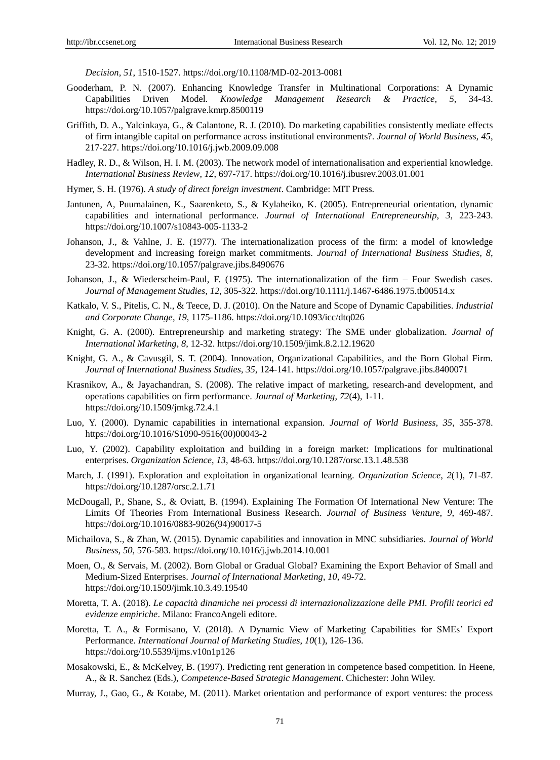*Decision*, *51*, 1510-1527. https://doi.org/10.1108/MD-02-2013-0081

Gooderham, P. N. (2007). Enhancing Knowledge Transfer in Multinational Corporations: A Dynamic Capabilities Driven Model. *Knowledge Management Research & Practice, 5*, 34-43. https://doi.org/10.1057/palgrave.kmrp.8500119

Griffith, D. A., Yalcinkaya, G., & Calantone, R. J. (2010). Do marketing capabilities consistently mediate effects of firm intangible capital on performance across institutional environments?. *Journal of World Business*, *45*, 217-227. https://doi.org/10.1016/j.jwb.2009.09.008

Hadley, R. D., & Wilson, H. I. M. (2003). The network model of internationalisation and experiential knowledge. *International Business Review*, *12*, 697-717. https://doi.org/10.1016/j.ibusrev.2003.01.001

Hymer, S. H. (1976). *A study of direct foreign investment*. Cambridge: MIT Press.

Jantunen, A, Puumalainen, K., Saarenketo, S., & Kylaheiko, K. (2005). Entrepreneurial orientation, dynamic capabilities and international performance. *Journal of International Entrepreneurship, 3*, 223-243. https://doi.org/10.1007/s10843-005-1133-2

Johanson, J., & Vahlne, J. E. (1977). The internationalization process of the firm: a model of knowledge development and increasing foreign market commitments. *Journal of International Business Studies*, *8*, 23-32. https://doi.org/10.1057/palgrave.jibs.8490676

Johanson, J., & Wiederscheim-Paul, F. (1975). The internationalization of the firm – Four Swedish cases. *Journal of Management Studies, 12*, 305-322. https://doi.org/10.1111/j.1467-6486.1975.tb00514.x

Katkalo, V. S., Pitelis, C. N., & Teece, D. J. (2010). On the Nature and Scope of Dynamic Capabilities. *Industrial and Corporate Change*, *19*, 1175-1186. https://doi.org/10.1093/icc/dtq026

Knight, G. A. (2000). Entrepreneurship and marketing strategy: The SME under globalization. *Journal of International Marketing*, *8*, 12-32. https://doi.org/10.1509/jimk.8.2.12.19620

Knight, G. A., & Cavusgil, S. T. (2004). Innovation, Organizational Capabilities, and the Born Global Firm. *Journal of International Business Studies*, *35*, 124-141. https://doi.org/10.1057/palgrave.jibs.8400071

Krasnikov, A., & Jayachandran, S. (2008). The relative impact of marketing, research-and development, and operations capabilities on firm performance. *Journal of Marketing*, *72*(4), 1-11. https://doi.org/10.1509/jmkg.72.4.1

Luo, Y. (2000). Dynamic capabilities in international expansion. *Journal of World Business, 35*, 355-378. https://doi.org/10.1016/S1090-9516(00)00043-2

Luo, Y. (2002). Capability exploitation and building in a foreign market: Implications for multinational enterprises. *Organization Science*, *13*, 48-63. https://doi.org/10.1287/orsc.13.1.48.538

March, J. (1991). Exploration and exploitation in organizational learning. *Organization Science*, *2*(1), 71-87. https://doi.org/10.1287/orsc.2.1.71

McDougall, P., Shane, S., & Oviatt, B. (1994). Explaining The Formation Of International New Venture: The Limits Of Theories From International Business Research. *Journal of Business Venture*, *9*, 469-487. https://doi.org/10.1016/0883-9026(94)90017-5

Michailova, S., & Zhan, W. (2015). Dynamic capabilities and innovation in MNC subsidiaries. *Journal of World Business*, *50*, 576-583. https://doi.org/10.1016/j.jwb.2014.10.001

Moen, O., & Servais, M. (2002). Born Global or Gradual Global? Examining the Export Behavior of Small and Medium-Sized Enterprises. *Journal of International Marketing*, *10*, 49-72. https://doi.org/10.1509/jimk.10.3.49.19540

Moretta, T. A. (2018). *Le capacità dinamiche nei processi di internazionalizzazione delle PMI. Profili teorici ed evidenze empiriche*. Milano: FrancoAngeli editore.

Moretta, T. A., & Formisano, V. (2018). A Dynamic View of Marketing Capabilities for SMEs' Export Performance. *International Journal of Marketing Studies*, *10*(1), 126-136. https://doi.org/10.5539/ijms.v10n1p126

Mosakowski, E., & McKelvey, B. (1997). Predicting rent generation in competence based competition. In Heene, A., & R. Sanchez (Eds.), *Competence-Based Strategic Management*. Chichester: John Wiley.

Murray, J., Gao, G., & Kotabe, M. (2011). Market orientation and performance of export ventures: the process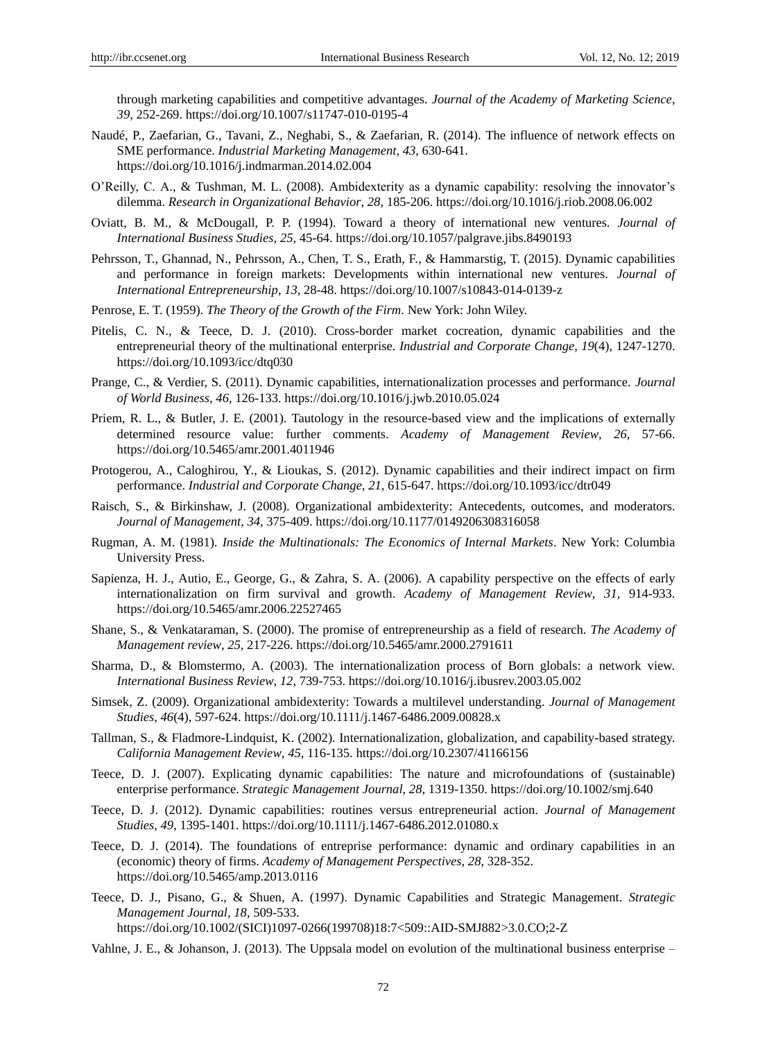through marketing capabilities and competitive advantages. *Journal of the Academy of Marketing Science*, *39*, 252-269. https://doi.org/10.1007/s11747-010-0195-4

Naudé, P., Zaefarian, G., Tavani, Z., Neghabi, S., & Zaefarian, R. (2014). The influence of network effects on SME performance. *Industrial Marketing Management*, *43*, 630-641. https://doi.org/10.1016/j.indmarman.2014.02.004

O'Reilly, C. A., & Tushman, M. L. (2008). Ambidexterity as a dynamic capability: resolving the innovator's dilemma. *Research in Organizational Behavior*, *28*, 185-206. https://doi.org/10.1016/j.riob.2008.06.002

Oviatt, B. M., & McDougall, P. P. (1994). Toward a theory of international new ventures. *Journal of International Business Studies*, *25*, 45-64. https://doi.org/10.1057/palgrave.jibs.8490193

Pehrsson, T., Ghannad, N., Pehrsson, A., Chen, T. S., Erath, F., & Hammarstig, T. (2015). Dynamic capabilities and performance in foreign markets: Developments within international new ventures. *Journal of International Entrepreneurship*, *13*, 28-48. https://doi.org/10.1007/s10843-014-0139-z

Penrose, E. T. (1959). *The Theory of the Growth of the Firm*. New York: John Wiley.

Pitelis, C. N., & Teece, D. J. (2010). Cross-border market cocreation, dynamic capabilities and the entrepreneurial theory of the multinational enterprise. *Industrial and Corporate Change*, *19*(4), 1247-1270. https://doi.org/10.1093/icc/dtq030

Prange, C., & Verdier, S. (2011). Dynamic capabilities, internationalization processes and performance. *Journal of World Business*, *46*, 126-133. https://doi.org/10.1016/j.jwb.2010.05.024

Priem, R. L., & Butler, J. E. (2001). Tautology in the resource-based view and the implications of externally determined resource value: further comments. *Academy of Management Review*, *26*, 57-66. https://doi.org/10.5465/amr.2001.4011946

Protogerou, A., Caloghirou, Y., & Lioukas, S. (2012). Dynamic capabilities and their indirect impact on firm performance. *Industrial and Corporate Change*, *21*, 615-647. https://doi.org/10.1093/icc/dtr049

Raisch, S., & Birkinshaw, J. (2008). Organizational ambidexterity: Antecedents, outcomes, and moderators. *Journal of Management*, *34*, 375-409. https://doi.org/10.1177/0149206308316058

Rugman, A. M. (1981). *Inside the Multinationals: The Economics of Internal Markets*. New York: Columbia University Press.

Sapienza, H. J., Autio, E., George, G., & Zahra, S. A. (2006). A capability perspective on the effects of early internationalization on firm survival and growth. *Academy of Management Review*, *31*, 914-933. https://doi.org/10.5465/amr.2006.22527465

Shane, S., & Venkataraman, S. (2000). The promise of entrepreneurship as a field of research. *The Academy of Management review*, *25*, 217-226. https://doi.org/10.5465/amr.2000.2791611

Sharma, D., & Blomstermo, A. (2003). The internationalization process of Born globals: a network view. *International Business Review*, *12*, 739-753. https://doi.org/10.1016/j.ibusrev.2003.05.002

Simsek, Z. (2009). Organizational ambidexterity: Towards a multilevel understanding. *Journal of Management Studies, 46*(4), 597-624. https://doi.org/10.1111/j.1467-6486.2009.00828.x

Tallman, S., & Fladmore-Lindquist, K. (2002). Internationalization, globalization, and capability-based strategy. *California Management Review*, *45*, 116-135. https://doi.org/10.2307/41166156

Teece, D. J. (2007). Explicating dynamic capabilities: The nature and microfoundations of (sustainable) enterprise performance. *Strategic Management Journal*, *28*, 1319-1350. https://doi.org/10.1002/smj.640

Teece, D. J. (2012). Dynamic capabilities: routines versus entrepreneurial action. *Journal of Management Studies*, *49*, 1395-1401. https://doi.org/10.1111/j.1467-6486.2012.01080.x

Teece, D. J. (2014). The foundations of entreprise performance: dynamic and ordinary capabilities in an (economic) theory of firms. *Academy of Management Perspectives*, *28*, 328-352. https://doi.org/10.5465/amp.2013.0116

Teece, D. J., Pisano, G., & Shuen, A. (1997). Dynamic Capabilities and Strategic Management. *Strategic Management Journal*, *18*, 509-533. https://doi.org/10.1002/(SICI)1097-0266(199708)18:7<509::AID-SMJ882>3.0.CO;2-Z

Vahlne, J. E., & Johanson, J. (2013). The Uppsala model on evolution of the multinational business enterprise –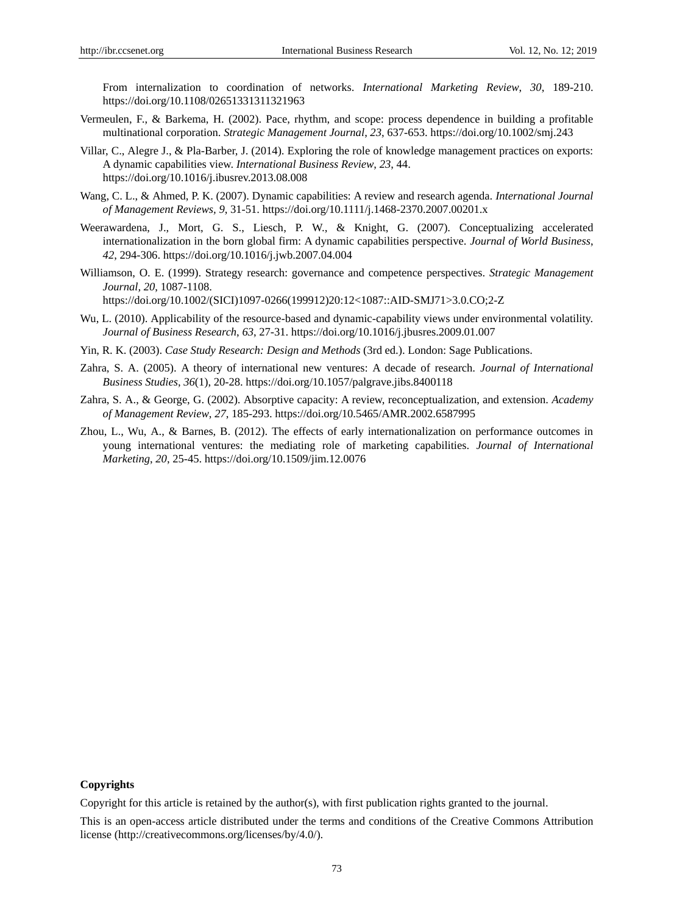From internalization to coordination of networks. *International Marketing Review*, *30*, 189-210. https://doi.org/10.1108/02651331311321963

Vermeulen, F., & Barkema, H. (2002). Pace, rhythm, and scope: process dependence in building a profitable multinational corporation. *Strategic Management Journal*, *23*, 637-653. https://doi.org/10.1002/smj.243

Villar, C., Alegre J., & Pla-Barber, J. (2014). Exploring the role of knowledge management practices on exports: A dynamic capabilities view. *International Business Review*, *23*, 44. https://doi.org/10.1016/j.ibusrev.2013.08.008

Wang, C. L., & Ahmed, P. K. (2007). Dynamic capabilities: A review and research agenda. *International Journal of Management Reviews*, *9*, 31-51. https://doi.org/10.1111/j.1468-2370.2007.00201.x

Weerawardena, J., Mort, G. S., Liesch, P. W., & Knight, G. (2007). Conceptualizing accelerated internationalization in the born global firm: A dynamic capabilities perspective. *Journal of World Business*, *42*, 294-306. https://doi.org/10.1016/j.jwb.2007.04.004

Williamson, O. E. (1999). Strategy research: governance and competence perspectives. *Strategic Management Journal*, *20*, 1087-1108. https://doi.org/10.1002/(SICI)1097-0266(199912)20:12<1087::AID-SMJ71>3.0.CO;2-Z

Wu, L. (2010). Applicability of the resource-based and dynamic-capability views under environmental volatility. *Journal of Business Research*, *63*, 27-31. https://doi.org/10.1016/j.jbusres.2009.01.007

Yin, R. K. (2003). *Case Study Research: Design and Methods* (3rd ed.). London: Sage Publications.

Zahra, S. A. (2005). A theory of international new ventures: A decade of research. *Journal of International Business Studies*, *36*(1), 20-28. https://doi.org/10.1057/palgrave.jibs.8400118

Zahra, S. A., & George, G. (2002). Absorptive capacity: A review, reconceptualization, and extension. *Academy of Management Review*, *27*, 185-293. https://doi.org/10.5465/AMR.2002.6587995

Zhou, L., Wu, A., & Barnes, B. (2012). The effects of early internationalization on performance outcomes in young international ventures: the mediating role of marketing capabilities. *Journal of International Marketing*, *20*, 25-45. https://doi.org/10.1509/jim.12.0076

**Copyrights**

Copyright for this article is retained by the author(s), with first publication rights granted to the journal.

This is an open-access article distributed under the terms and conditions of the Creative Commons Attribution license (http://creativecommons.org/licenses/by/4.0/).